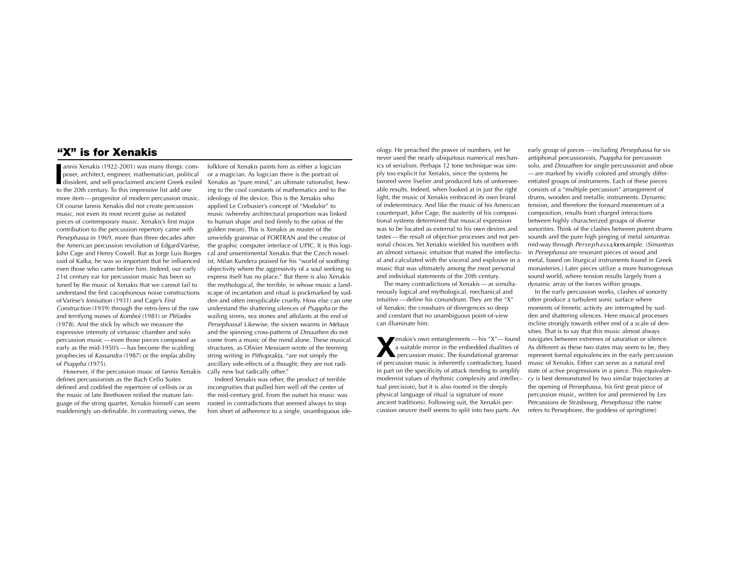## "X" is for Xenakis

Iannis Xenakis (1922-2001) was many things: composer, architect, engineer, mathematician, political dissident, and self-proclaimed ancient Greek exiled to the 20th century. To this impressive list add one more item — progenitor of modern percussion music. Of course Iannis Xenakis did not create percussion music, not even its most recent guise as notated pieces of contemporary music. Xenakis's first major contribution to the percussion repertory came with *Persephassa* in 1969, more than three decades after the American percussion revolution of Edgard Varèse, John Cage and Henry Cowell. But as Jorge Luis Borges said of Kafka, he was so important that he influenced even those who came before him. Indeed, our early 21st century ear for percussion music has been so tuned by the music of Xenakis that we cannot fail to understand the first cacophonous noise constructions of Varèse's *Ionisation* (1931) and Cage's *First Construction* (1939) through the retro-lens of the raw and terrifying noises of *Komboï* (1981) or *Pléïades* (1978). And the stick by which we measure the expressive intensity of virtuosic chamber and solo percussion music — even those pieces composed as early as the mid-1950's — has become the scalding prophecies of *Kassandra* (1987) or the implacability of *Psappha* (1975).

However, if the percussion music of Iannis Xenakis defines percussionists as the Bach Cello Suites defined and codified the repertoire of cellists or as the music of late Beethoven reified the mature language of the string quartet, Xenakis himself can seem maddeningly un-definable. In contrasting views, the folklore of Xenakis paints him as either a logician or a magician. As logician there is the portrait of Xenakis as "pure mind," an ultimate rationalist, hewing to the cool constants of mathematics and to the ideology of the device. This is the Xenakis who applied Le Corbusier's concept of "Modulor" to music (whereby architectural proportion was linked to human shape and tied firmly to the ratios of the golden mean). This is Xenakis as master of the unwieldy grammar of FORTRAN and the creator of the graphic computer interface of UPIC. It is this logical and unsentimental Xenakis that the Czech novelist, Milan Kundera praised for his "world of soothing objectivity where the aggressivity of a soul seeking to express itself has no place." But there is also Xenakis the mythological, the terrible, in whose music a landscape of incantation and ritual is pockmarked by sudden and often inexplicable cruelty. How else can one understand the shattering silences of *Psappha* or the wailing sirens, sea stones and affolants at the end of *Persephassa*? Likewise, the sixxen swarms in *Métaux* and the spinning cross-patterns of *Dmaathen* do not come from a music of the mind alone. These musical structures, as Olivier Messiaen wrote of the teeming string writing in *Pithoprakta*, "are not simply the ancillary side-effects of a thought; they are not radically new but radically other."

Indeed Xenakis was other, the product of terrible incongruities that pulled him well off the center of the mid-century grid. From the outset his music was rooted in contradictions that seemed always to stop him short of adherence to a single, unambiguous ideology. He preached the power of numbers, yet he never used the nearly ubiquitous numerical mechanics of serialism. Perhaps 12 tone technique was simply too explicit for Xenakis, since the systems he favored were livelier and produced lots of unforeseeable results. Indeed, when looked at in just the right light, the music of Xenakis embraced its own brand of indeterminacy. And like the music of his American counterpart, John Cage, the austerity of his compositional systems determined that musical expression was to be located as external to his own desires and tastes — the result of objective processes and not personal choices. Yet Xenakis wielded his numbers with an almost virtuosic intuition that mated the intellectual and calculated with the visceral and explosive in a music that was ultimately among the most personal and individual statements of the 20th century.

The many contradictions of Xenakis — as simultaneously logical and mythological, mechanical and intuitive — define his conundrum. They are the "X" of Xenakis: the crosshairs of divergences so deep and constant that no unambiguous point-of-view can illuminate him.

Xenakis's own entanglements — his "X" — found a suitable mirror in the embedded dualities of percussion music. The foundational grammar of percussion music is inherently contradictory, based in part on the specificity of attack (tending to amplify modernist values of rhythmic complexity and intellectual precision), but it is also rooted in the deeply physical language of ritual (a signature of more ancient traditions). Following suit, the Xenakis percussion oeuvre itself seems to split into two parts. An early group of pieces — including *Persephassa* for six antiphonal percussionists, *Psappha* for percussion solo, and *Dmaathen* for single percussionist and oboe — are marked by vividly colored and strongly differentiated groups of instruments. Each of these pieces consists of a "multiple percussion" arrangement of drums, wooden and metallic instruments. Dynamic tension, and therefore the forward momentum of a composition, results from charged interactions between highly characterized groups of diverse sonorities. Think of the clashes between potent drums sounds and the pure high pinging of metal *simantras* mid-way through *Persephassa*, for example. (*Simantras* in *Persephassa* are resonant pieces of wood and metal, based on liturgical instruments found in Greek monasteries.) Later pieces utilize a more homogenous sound world, where tension results largely from a dynamic array of the forces within groups.

In the early percussion works, clashes of sonority often produce a turbulent sonic surface where moments of frenetic activity are interrupted by sudden and shattering silences. Here musical processes incline strongly towards either end of a scale of densities. That is to say that this music almost always navigates between extremes of saturation or silence. As different as these two states may seem to be, they represent formal equivalencies in the early percussion music of Xenakis. Either can serve as a natural end state of active progressions in a piece. This equivalency is best demonstrated by two similar trajectories at the opening of Persephassa, his first great piece of percussion music, written for and premiered by Les Percussions de Strasbourg. *Persephassa* (the name refers to Persephone, the goddess of springtime)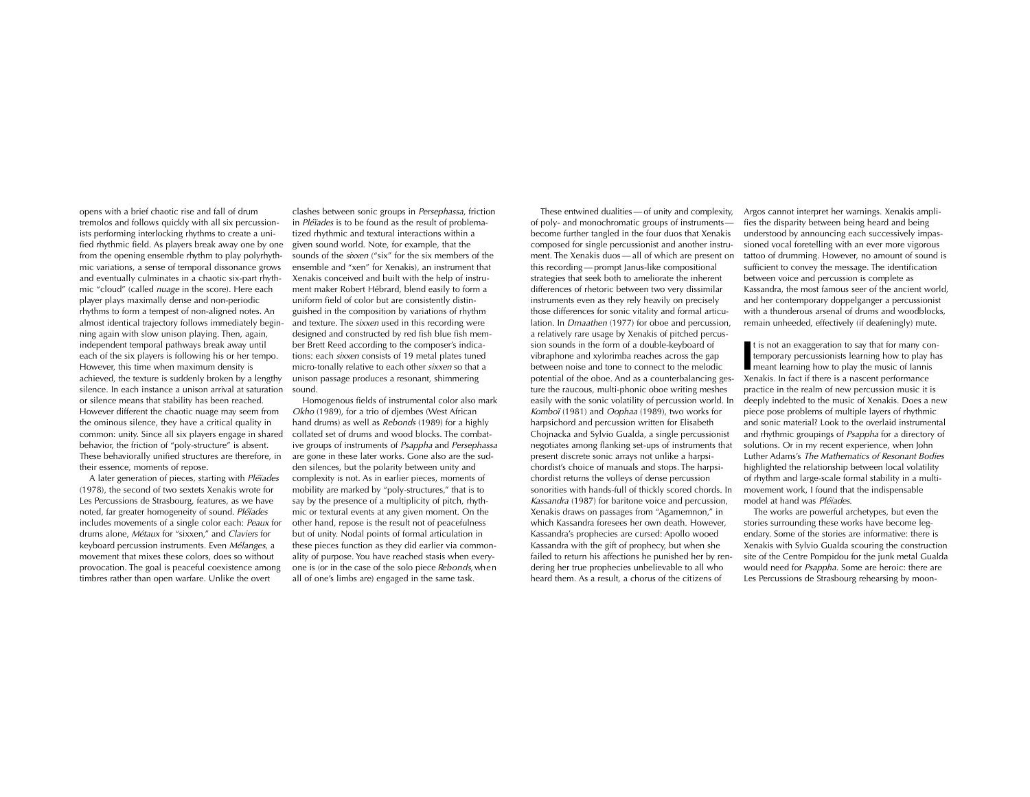opens with a brief chaotic rise and fall of drum tremolos and follows quickly with all six percussionists performing interlocking rhythms to create a unified rhythmic field. As players break away one by one from the opening ensemble rhythm to play polyrhythmic variations, a sense of temporal dissonance grows and eventually culminates in a chaotic six-part rhythmic "cloud" (called *nuage* in the score). Here each player plays maximally dense and non-periodic rhythms to form a tempest of non-aligned notes. An almost identical trajectory follows immediately beginning again with slow unison playing. Then, again, independent temporal pathways break away until each of the six players is following his or her tempo. However, this time when maximum density is achieved, the texture is suddenly broken by a lengthy silence. In each instance a unison arrival at saturation or silence means that stability has been reached. However different the chaotic nuage may seem from the ominous silence, they have a critical quality in common: unity. Since all six players engage in shared behavior, the friction of "poly-structure" is absent. These behaviorally unified structures are therefore, in their essence, moments of repose.

A later generation of pieces, starting with *Pléïades* (1978), the second of two sextets Xenakis wrote for Les Percussions de Strasbourg, features, as we have noted, far greater homogeneity of sound. *Pléïades* includes movements of a single color each: *Peaux* for drums alone, *Métaux* for "sixxen," and *Claviers* for keyboard percussion instruments. Even *Mélanges*, a movement that mixes these colors, does so without provocation. The goal is peaceful coexistence among timbres rather than open warfare. Unlike the overt clashes between sonic groups in *Persephassa*, friction in *Pléïades* is to be found as the result of problematized rhythmic and textural interactions within a given sound world. Note, for example, that the sounds of the *sixxen* ("six" for the six members of the ensemble and "xen" for Xenakis), an instrument that Xenakis conceived and built with the help of instrument maker Robert Hébrard, blend easily to form a uniform field of color but are consistently distinguished in the composition by variations of rhythm and texture. The *sixxen* used in this recording were designed and constructed by red fish blue fish member Brett Reed according to the composer's indications: each *sixxen* consists of 19 metal plates tuned micro-tonally relative to each other *sixxen* so that a unison passage produces a resonant, shimmering sound.

Homogenous fields of instrumental color also mark *Okho* (1989), for a trio of djembes (West African hand drums) as well as *Rebonds* (1989) for a highly collated set of drums and wood blocks. The combative groups of instruments of *Psappha* and *Persephassa* are gone in these later works. Gone also are the sudden silences, but the polarity between unity and complexity is not. As in earlier pieces, moments of mobility are marked by "poly-structures," that is to say by the presence of a multiplicity of pitch, rhythmic or textural events at any given moment. On the other hand, repose is the result not of peacefulness but of unity. Nodal points of formal articulation in these pieces function as they did earlier via commonality of purpose. You have reached stasis when everyone is (or in the case of the solo piece *Rebonds*, when all of one's limbs are) engaged in the same task.

These entwined dualities — of unity and complexity, of poly- and monochromatic groups of instruments — become further tangled in the four duos that Xenakis composed for single percussionist and another instrument. The Xenakis duos — all of which are present on this recording — prompt Janus-like compositional strategies that seek both to ameliorate the inherent differences of rhetoric between two very dissimilar instruments even as they rely heavily on precisely those differences for sonic vitality and formal articulation. In *Dmaathen* (1977) for oboe and percussion, a relatively rare usage by Xenakis of pitched percussion sounds in the form of a double-keyboard of vibraphone and xylorimba reaches across the gap between noise and tone to connect to the melodic potential of the oboe. And as a counterbalancing gesture the raucous, multi-phonic oboe writing meshes easily with the sonic volatility of percussion world. In *Komboï* (1981) and *Oophaa* (1989), two works for harpsichord and percussion written for Elisabeth Chojnacka and Sylvio Gualda, a single percussionist negotiates among flanking set-ups of instruments that present discrete sonic arrays not unlike a harpsichordist's choice of manuals and stops. The harpsichordist returns the volleys of dense percussion sonorities with hands-full of thickly scored chords. In *Kassandra* (1987) for baritone voice and percussion, Xenakis draws on passages from "Agamemnon," in which Kassandra foresees her own death. However, Kassandra's prophecies are cursed: Apollo wooed Kassandra with the gift of prophecy, but when she failed to return his affections he punished her by rendering her true prophecies unbelievable to all who heard them. As a result, a chorus of the citizens of Argos cannot interpret her warnings. Xenakis amplifies the disparity between being heard and being understood by announcing each successively impassioned vocal foretelling with an ever more vigorous tattoo of drumming. However, no amount of sound is sufficient to convey the message. The identification between voice and percussion is complete as Kassandra, the most famous seer of the ancient world, and her contemporary doppelganger a percussionist with a thunderous arsenal of drums and woodblocks, remain unheeded, effectively (if deafeningly) mute.

It is not an exaggeration to say that for many contemporary percussionists learning how to play has meant learning how to play the music of Iannis Xenakis. In fact if there is a nascent performance practice in the realm of new percussion music it is deeply indebted to the music of Xenakis. Does a new piece pose problems of multiple layers of rhythmic and sonic material? Look to the overlaid instrumental and rhythmic groupings of *Psappha* for a directory of solutions. Or in my recent experience, when John Luther Adams's *The Mathematics of Resonant Bodies* highlighted the relationship between local volatility of rhythm and large-scale formal stability in a multi-movement work, I found that the indispensable model at hand was *Pléïades*.

The works are powerful archetypes, but even the stories surrounding these works have become legendary. Some of the stories are informative: there is Xenakis with Sylvio Gualda scouring the construction site of the Centre Pompidou for the junk metal Gualda would need for *Psappha*. Some are heroic: there are Les Percussions de Strasbourg rehearsing by moon-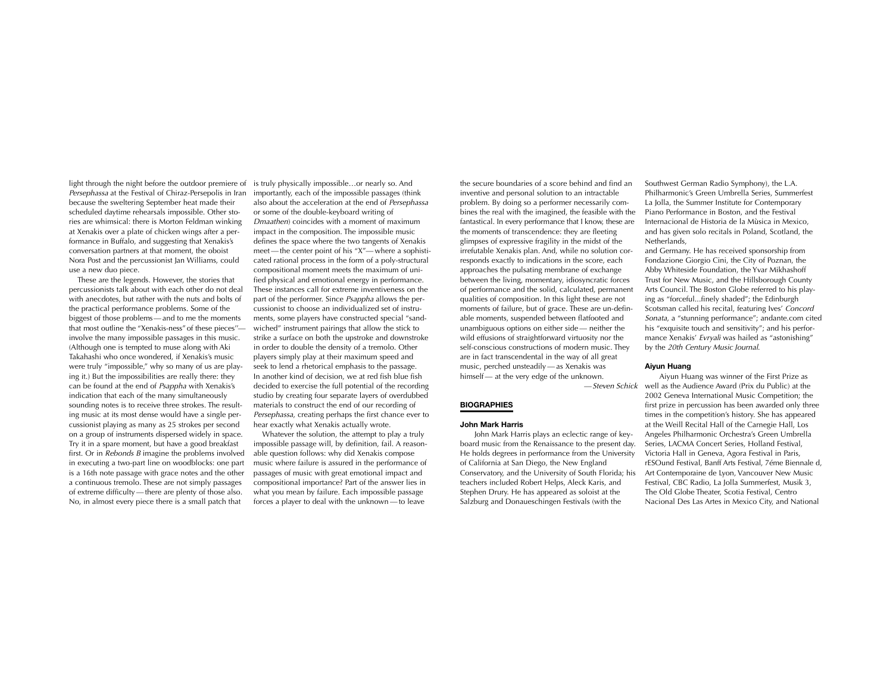light through the night before the outdoor premiere of *Persephassa* at the Festival of Chiraz-Persepolis in Iran because the sweltering September heat made their scheduled daytime rehearsals impossible. Other stories are whimsical: there is Morton Feldman winking at Xenakis over a plate of chicken wings after a performance in Buffalo, and suggesting that Xenakis's conversation partners at that moment, the oboist Nora Post and the percussionist Jan Williams, could use a new duo piece.

These are the legends. However, the stories that percussionists talk about with each other do not deal with anecdotes, but rather with the nuts and bolts of the practical performance problems. Some of the biggest of those problems — and to me the moments that most outline the "Xenakis-ness" of these pieces"— involve the many impossible passages in this music. (Although one is tempted to muse along with Aki Takahashi who once wondered, if Xenakis's music were truly "impossible," why so many of us are playing it.) But the impossibilities are really there: they can be found at the end of *Psappha* with Xenakis's indication that each of the many simultaneously sounding notes is to receive three strokes. The resulting music at its most dense would have a single percussionist playing as many as 25 strokes per second on a group of instruments dispersed widely in space. Try it in a spare moment, but have a good breakfast first. Or in *Rebonds B* imagine the problems involved in executing a two-part line on woodblocks: one part is a 16th note passage with grace notes and the other a continuous tremolo. These are not simply passages of extreme difficulty — there are plenty of those also. No, in almost every piece there is a small patch that is truly physically impossible…or nearly so. And importantly, each of the impossible passages (think also about the acceleration at the end of *Persephassa* or some of the double-keyboard writing of *Dmaathen*) coincides with a moment of maximum impact in the composition. The impossible music defines the space where the two tangents of Xenakis meet — the center point of his "X"— where a sophisticated rational process in the form of a poly-structural compositional moment meets the maximum of unified physical and emotional energy in performance. These instances call for extreme inventiveness on the part of the performer. Since *Psappha* allows the percussionist to choose an individualized set of instruments, some players have constructed special "sandwiched" instrument pairings that allow the stick to strike a surface on both the upstroke and downstroke in order to double the density of a tremolo. Other players simply play at their maximum speed and seek to lend a rhetorical emphasis to the passage. In another kind of decision, we at red fish blue fish decided to exercise the full potential of the recording studio by creating four separate layers of overdubbed materials to construct the end of our recording of *Persephassa*, creating perhaps the first chance ever to hear exactly what Xenakis actually wrote.

Whatever the solution, the attempt to play a truly impossible passage will, by definition, fail. A reasonable question follows: why did Xenakis compose music where failure is assured in the performance of passages of music with great emotional impact and compositional importance? Part of the answer lies in what you mean by failure. Each impossible passage forces a player to deal with the unknown — to leave the secure boundaries of a score behind and find an inventive and personal solution to an intractable problem. By doing so a performer necessarily combines the real with the imagined, the feasible with the fantastical. In every performance that I know, these are the moments of transcendence: they are fleeting glimpses of expressive fragility in the midst of the irrefutable Xenakis plan. And, while no solution corresponds exactly to indications in the score, each approaches the pulsating membrane of exchange between the living, momentary, idiosyncratic forces of performance and the solid, calculated, permanent qualities of composition. In this light these are not moments of failure, but of grace. These are un-definable moments, suspended between flatfooted and unambiguous options on either side — neither the wild effusions of straightforward virtuosity nor the self-conscious constructions of modern music. They are in fact transcendental in the way of all great music, perched unsteadily — as Xenakis was himself — at the very edge of the unknown.

— *Steven Schick*

## BIOGRAPHIES

### John Mark Harris

John Mark Harris plays an eclectic range of keyboard music from the Renaissance to the present day. He holds degrees in performance from the University of California at San Diego, the New England Conservatory, and the University of South Florida; his teachers included Robert Helps, Aleck Karis, and Stephen Drury. He has appeared as soloist at the Salzburg and Donaueschingen Festivals (with the Southwest German Radio Symphony), the L.A. Philharmonic's Green Umbrella Series, Summerfest La Jolla, the Summer Institute for Contemporary Piano Performance in Boston, and the Festival Internacional de Historia de la Mùsica in Mexico, and has given solo recitals in Poland, Scotland, the Netherlands,
and Germany. He has received sponsorship from Fondazione Giorgio Cini, the City of Poznan, the Abby Whiteside Foundation, the Yvar Mikhashoff Trust for New Music, and the Hillsborough County Arts Council. The Boston Globe referred to his playing as "forceful...finely shaded"; the Edinburgh Scotsman called his recital, featuring Ives' *Concord Sonata*, a "stunning performance"; andante.com cited his "exquisite touch and sensitivity"; and his performance Xenakis' *Evryali* was hailed as "astonishing" by the *20th Century Music Journal*.

### Aiyun Huang

Aiyun Huang was winner of the First Prize as well as the Audience Award (Prix du Public) at the 2002 Geneva International Music Competition; the first prize in percussion has been awarded only three times in the competition's history. She has appeared at the Weill Recital Hall of the Carnegie Hall, Los Angeles Philharmonic Orchestra's Green Umbrella Series, LACMA Concert Series, Holland Festival, Victoria Hall in Geneva, Agora Festival in Paris, rESOund Festival, Banff Arts Festival, 7éme Biennale d, Art Contemporaine de Lyon, Vancouver New Music Festival, CBC Radio, La Jolla Summerfest, Musik 3, The Old Globe Theater, Scotia Festival, Centro Nacional Des Las Artes in Mexico City, and National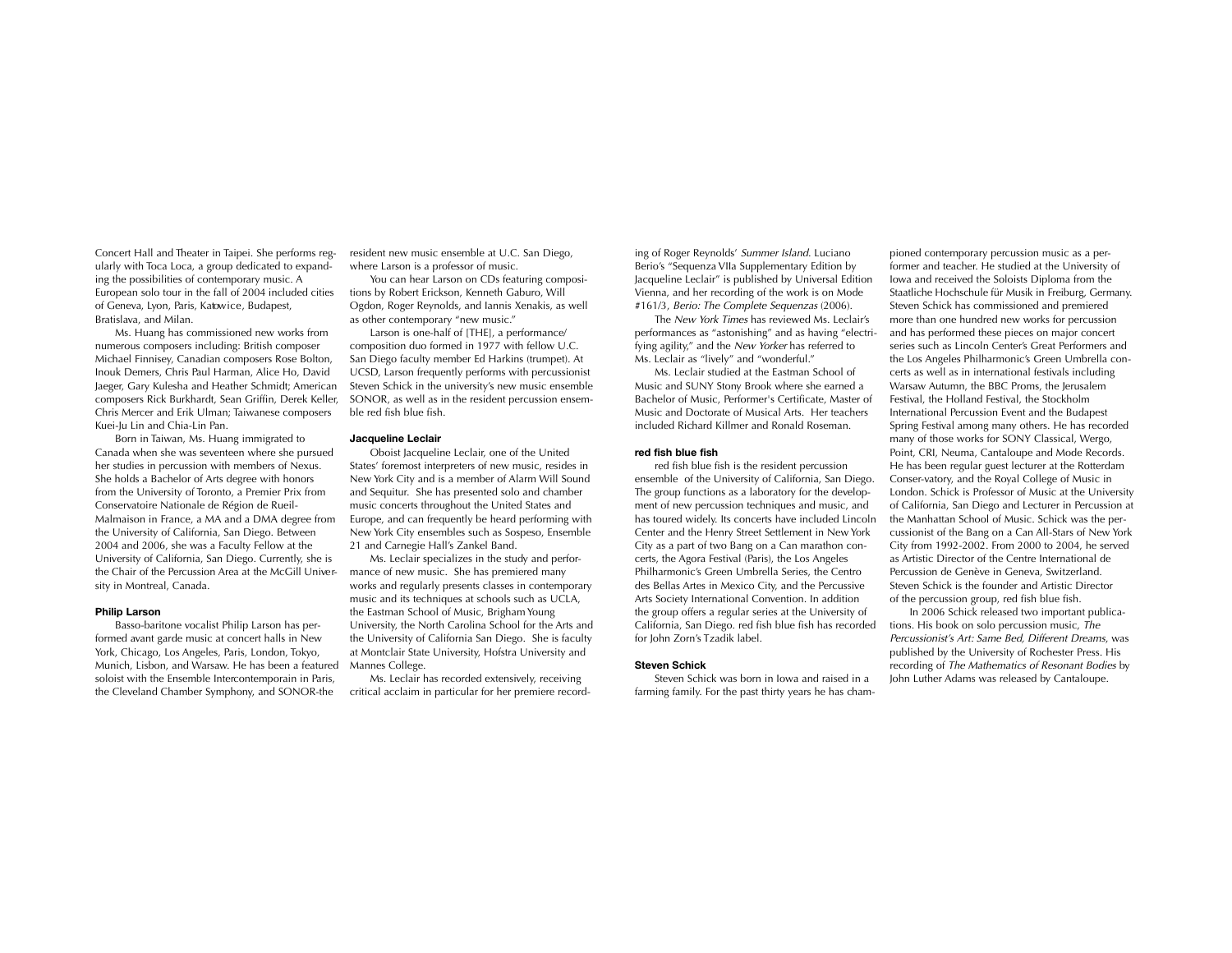Concert Hall and Theater in Taipei. She performs regularly with Toca Loca, a group dedicated to expanding the possibilities of contemporary music. A European solo tour in the fall of 2004 included cities of Geneva, Lyon, Paris, Katowice, Budapest, Bratislava, and Milan.

Ms. Huang has commissioned new works from numerous composers including: British composer Michael Finnisey, Canadian composers Rose Bolton, Inouk Demers, Chris Paul Harman, Alice Ho, David Jaeger, Gary Kulesha and Heather Schmidt; American composers Rick Burkhardt, Sean Griffin, Derek Keller, Chris Mercer and Erik Ulman; Taiwanese composers Kuei-Ju Lin and Chia-Lin Pan.

Born in Taiwan, Ms. Huang immigrated to Canada when she was seventeen where she pursued her studies in percussion with members of Nexus. She holds a Bachelor of Arts degree with honors from the University of Toronto, a Premier Prix from Conservatoire Nationale de Région de Rueil-Malmaison in France, a MA and a DMA degree from the University of California, San Diego. Between 2004 and 2006, she was a Faculty Fellow at the University of California, San Diego. Currently, she is the Chair of the Percussion Area at the McGill University in Montreal, Canada.

**Philip Larson**

Basso-baritone vocalist Philip Larson has performed avant garde music at concert halls in New York, Chicago, Los Angeles, Paris, London, Tokyo, Munich, Lisbon, and Warsaw. He has been a featured soloist with the Ensemble Intercontemporain in Paris, the Cleveland Chamber Symphony, and SONOR-the resident new music ensemble at U.C. San Diego, where Larson is a professor of music.

You can hear Larson on CDs featuring compositions by Robert Erickson, Kenneth Gaburo, Will Ogdon, Roger Reynolds, and Iannis Xenakis, as well as other contemporary "new music."

Larson is one-half of [THE], a performance/composition duo formed in 1977 with fellow U.C. San Diego faculty member Ed Harkins (trumpet). At UCSD, Larson frequently performs with percussionist Steven Schick in the university's new music ensemble SONOR, as well as in the resident percussion ensemble red fish blue fish.

**Jacqueline Leclair**

Oboist Jacqueline Leclair, one of the United States' foremost interpreters of new music, resides in New York City and is a member of Alarm Will Sound and Sequitur. She has presented solo and chamber music concerts throughout the United States and Europe, and can frequently be heard performing with New York City ensembles such as Sospeso, Ensemble 21 and Carnegie Hall's Zankel Band.

Ms. Leclair specializes in the study and performance of new music. She has premiered many works and regularly presents classes in contemporary music and its techniques at schools such as UCLA, the Eastman School of Music, Brigham Young University, the North Carolina School for the Arts and the University of California San Diego. She is faculty at Montclair State University, Hofstra University and Mannes College.

Ms. Leclair has recorded extensively, receiving critical acclaim in particular for her premiere recording of Roger Reynolds' *Summer Island*. Luciano Berio's "Sequenza VIIa Supplementary Edition by Jacqueline Leclair" is published by Universal Edition Vienna, and her recording of the work is on Mode #161/3, *Berio: The Complete Sequenzas* (2006).

The *New York Times* has reviewed Ms. Leclair's performances as "astonishing" and as having "electrifying agility," and the *New Yorker* has referred to Ms. Leclair as "lively" and "wonderful."

Ms. Leclair studied at the Eastman School of Music and SUNY Stony Brook where she earned a Bachelor of Music, Performer's Certificate, Master of Music and Doctorate of Musical Arts. Her teachers included Richard Killmer and Ronald Roseman.

**red fish blue fish**

red fish blue fish is the resident percussion ensemble of the University of California, San Diego. The group functions as a laboratory for the development of new percussion techniques and music, and has toured widely. Its concerts have included Lincoln Center and the Henry Street Settlement in New York City as a part of two Bang on a Can marathon concerts, the Agora Festival (Paris), the Los Angeles Philharmonic's Green Umbrella Series, the Centro des Bellas Artes in Mexico City, and the Percussive Arts Society International Convention. In addition the group offers a regular series at the University of California, San Diego. red fish blue fish has recorded for John Zorn's Tzadik label.

**Steven Schick**

Steven Schick was born in Iowa and raised in a farming family. For the past thirty years he has championed contemporary percussion music as a performer and teacher. He studied at the University of Iowa and received the Soloists Diploma from the Staatliche Hochschule für Musik in Freiburg, Germany. Steven Schick has commissioned and premiered more than one hundred new works for percussion and has performed these pieces on major concert series such as Lincoln Center's Great Performers and the Los Angeles Philharmonic's Green Umbrella concerts as well as in international festivals including Warsaw Autumn, the BBC Proms, the Jerusalem Festival, the Holland Festival, the Stockholm International Percussion Event and the Budapest Spring Festival among many others. He has recorded many of those works for SONY Classical, Wergo, Point, CRI, Neuma, Cantaloupe and Mode Records. He has been regular guest lecturer at the Rotterdam Conser-vatory, and the Royal College of Music in London. Schick is Professor of Music at the University of California, San Diego and Lecturer in Percussion at the Manhattan School of Music. Schick was the percussionist of the Bang on a Can All-Stars of New York City from 1992-2002. From 2000 to 2004, he served as Artistic Director of the Centre International de Percussion de Genève in Geneva, Switzerland. Steven Schick is the founder and Artistic Director of the percussion group, red fish blue fish.

In 2006 Schick released two important publications. His book on solo percussion music, *The Percussionist's Art: Same Bed, Different Dreams,* was published by the University of Rochester Press. His recording of *The Mathematics of Resonant Bodies* by John Luther Adams was released by Cantaloupe.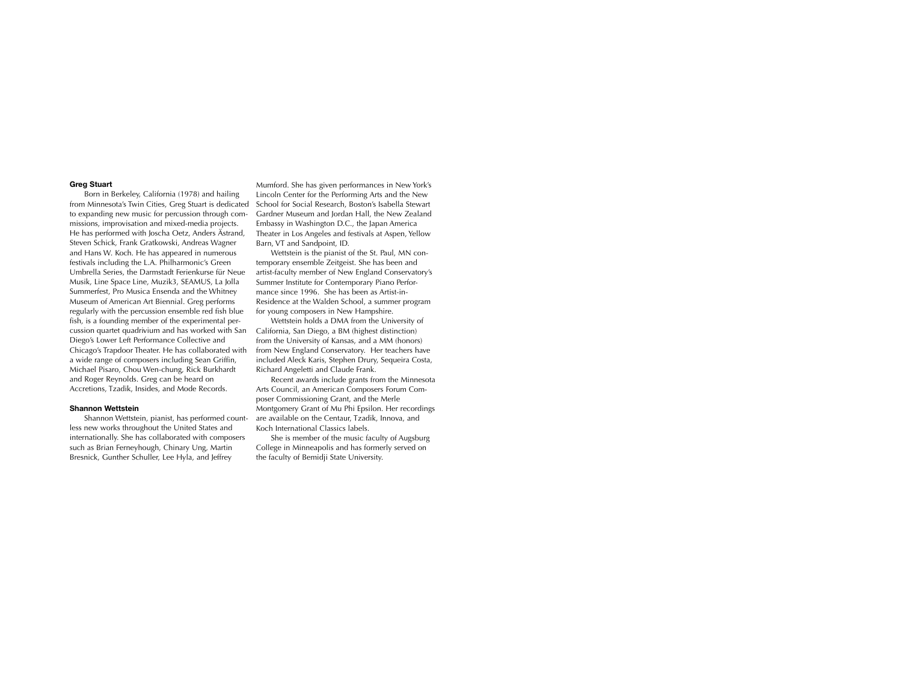**Greg Stuart**

Born in Berkeley, California (1978) and hailing from Minnesota's Twin Cities, Greg Stuart is dedicated to expanding new music for percussion through commissions, improvisation and mixed-media projects. He has performed with Joscha Oetz, Anders Åstrand, Steven Schick, Frank Gratkowski, Andreas Wagner and Hans W. Koch. He has appeared in numerous festivals including the L.A. Philharmonic's Green Umbrella Series, the Darmstadt Ferienkurse für Neue Musik, Line Space Line, Muzik3, SEAMUS, La Jolla Summerfest, Pro Musica Ensenda and the Whitney Museum of American Art Biennial. Greg performs regularly with the percussion ensemble red fish blue fish, is a founding member of the experimental percussion quartet quadrivium and has worked with San Diego's Lower Left Performance Collective and Chicago's Trapdoor Theater. He has collaborated with a wide range of composers including Sean Griffin, Michael Pisaro, Chou Wen-chung, Rick Burkhardt and Roger Reynolds. Greg can be heard on Accretions, Tzadik, Insides, and Mode Records.

**Shannon Wettstein**

Shannon Wettstein, pianist, has performed countless new works throughout the United States and internationally. She has collaborated with composers such as Brian Ferneyhough, Chinary Ung, Martin Bresnick, Gunther Schuller, Lee Hyla, and Jeffrey Mumford. She has given performances in New York's Lincoln Center for the Performing Arts and the New School for Social Research, Boston's Isabella Stewart Gardner Museum and Jordan Hall, the New Zealand Embassy in Washington D.C., the Japan America Theater in Los Angeles and festivals at Aspen, Yellow Barn, VT and Sandpoint, ID.

Wettstein is the pianist of the St. Paul, MN contemporary ensemble Zeitgeist. She has been and artist-faculty member of New England Conservatory's Summer Institute for Contemporary Piano Performance since 1996. She has been as Artist-in-Residence at the Walden School, a summer program for young composers in New Hampshire.

Wettstein holds a DMA from the University of California, San Diego, a BM (highest distinction) from the University of Kansas, and a MM (honors) from New England Conservatory. Her teachers have included Aleck Karis, Stephen Drury, Sequeira Costa, Richard Angeletti and Claude Frank.

Recent awards include grants from the Minnesota Arts Council, an American Composers Forum Composer Commissioning Grant, and the Merle Montgomery Grant of Mu Phi Epsilon. Her recordings are available on the Centaur, Tzadik, Innova, and Koch International Classics labels.

She is member of the music faculty of Augsburg College in Minneapolis and has formerly served on the faculty of Bemidji State University.